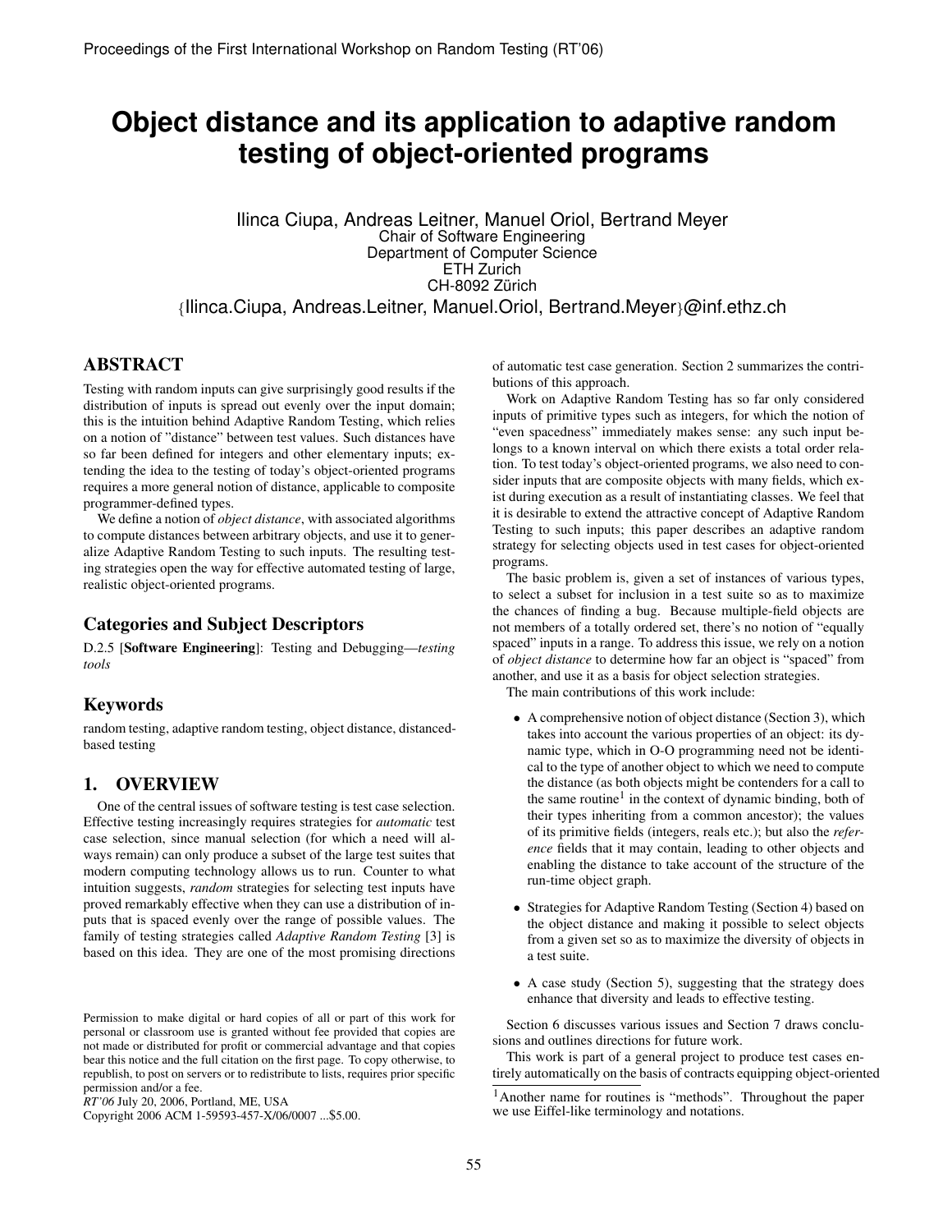# Object distance and its application to adaptive random testing of object-oriented programs

Ilinca Ciupa, Andreas Leitner, Manuel Oriol, Bertrand Meyer
Chair of Software Engineering
Department of Computer Science
ETH Zurich
CH-8092 Zürich
{Ilinca.Ciupa, Andreas.Leitner, Manuel.Oriol, Bertrand.Meyer}@inf.ethz.ch

## ABSTRACT

Testing with random inputs can give surprisingly good results if the distribution of inputs is spread out evenly over the input domain; this is the intuition behind Adaptive Random Testing, which relies on a notion of "distance" between test values. Such distances have so far been defined for integers and other elementary inputs; extending the idea to the testing of today's object-oriented programs requires a more general notion of distance, applicable to composite programmer-defined types.

We define a notion of *object distance*, with associated algorithms to compute distances between arbitrary objects, and use it to generalize Adaptive Random Testing to such inputs. The resulting testing strategies open the way for effective automated testing of large, realistic object-oriented programs.

## Categories and Subject Descriptors

D.2.5 [**Software Engineering**]: Testing and Debugging—*testing tools*

## Keywords

random testing, adaptive random testing, object distance, distanced-based testing

## 1. OVERVIEW

One of the central issues of software testing is test case selection. Effective testing increasingly requires strategies for *automatic* test case selection, since manual selection (for which a need will always remain) can only produce a subset of the large test suites that modern computing technology allows us to run. Counter to what intuition suggests, *random* strategies for selecting test inputs have proved remarkably effective when they can use a distribution of inputs that is spaced evenly over the range of possible values. The family of testing strategies called *Adaptive Random Testing* [3] is based on this idea. They are one of the most promising directions of automatic test case generation. Section 2 summarizes the contributions of this approach.

Work on Adaptive Random Testing has so far only considered inputs of primitive types such as integers, for which the notion of "even spacedness" immediately makes sense: any such input belongs to a known interval on which there exists a total order relation. To test today's object-oriented programs, we also need to consider inputs that are composite objects with many fields, which exist during execution as a result of instantiating classes. We feel that it is desirable to extend the attractive concept of Adaptive Random Testing to such inputs; this paper describes an adaptive random strategy for selecting objects used in test cases for object-oriented programs.

The basic problem is, given a set of instances of various types, to select a subset for inclusion in a test suite so as to maximize the chances of finding a bug. Because multiple-field objects are not members of a totally ordered set, there's no notion of "equally spaced" inputs in a range. To address this issue, we rely on a notion of *object distance* to determine how far an object is "spaced" from another, and use it as a basis for object selection strategies.

The main contributions of this work include:

- A comprehensive notion of object distance (Section 3), which takes into account the various properties of an object: its dynamic type, which in O-O programming need not be identical to the type of another object to which we need to compute the distance (as both objects might be contenders for a call to the same routine[1] in the context of dynamic binding, both of their types inheriting from a common ancestor); the values of its primitive fields (integers, reals etc.); but also the *reference* fields that it may contain, leading to other objects and enabling the distance to take account of the structure of the run-time object graph.
- Strategies for Adaptive Random Testing (Section 4) based on the object distance and making it possible to select objects from a given set so as to maximize the diversity of objects in a test suite.
- A case study (Section 5), suggesting that the strategy does enhance that diversity and leads to effective testing.

Section 6 discusses various issues and Section 7 draws conclusions and outlines directions for future work.

This work is part of a general project to produce test cases entirely automatically on the basis of contracts equipping object-oriented

[1]Another name for routines is "methods". Throughout the paper we use Eiffel-like terminology and notations.

Permission to make digital or hard copies of all or part of this work for personal or classroom use is granted without fee provided that copies are not made or distributed for profit or commercial advantage and that copies bear this notice and the full citation on the first page. To copy otherwise, to republish, to post on servers or to redistribute to lists, requires prior specific permission and/or a fee.
*RT'06* July 20, 2006, Portland, ME, USA
Copyright 2006 ACM 1-59593-457-X/06/0007 ...$5.00.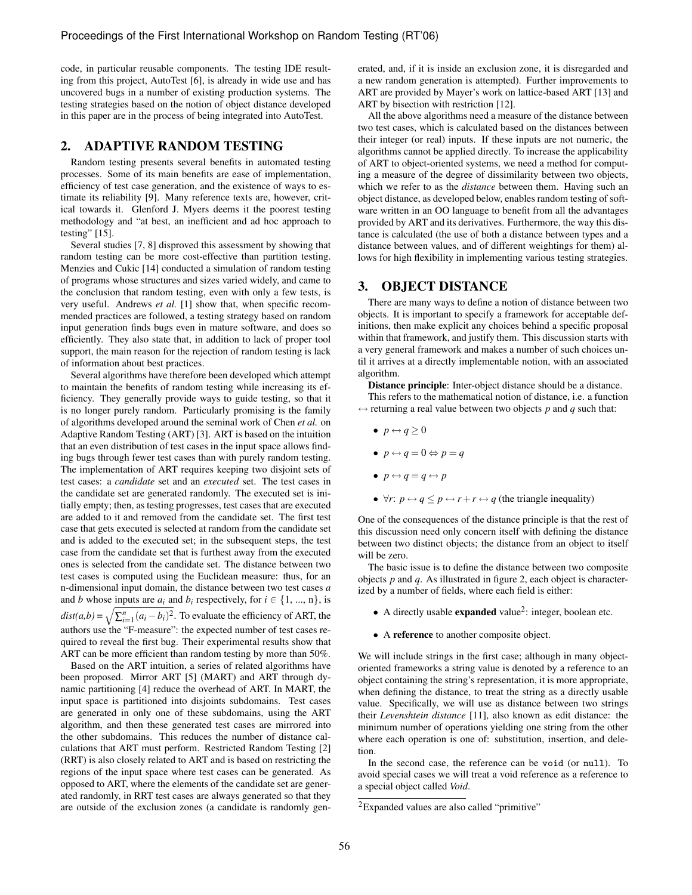code, in particular reusable components. The testing IDE resulting from this project, AutoTest [6], is already in wide use and has uncovered bugs in a number of existing production systems. The testing strategies based on the notion of object distance developed in this paper are in the process of being integrated into AutoTest.

## 2. ADAPTIVE RANDOM TESTING

Random testing presents several benefits in automated testing processes. Some of its main benefits are ease of implementation, efficiency of test case generation, and the existence of ways to estimate its reliability [9]. Many reference texts are, however, critical towards it. Glenford J. Myers deems it the poorest testing methodology and "at best, an inefficient and ad hoc approach to testing" [15].

Several studies [7, 8] disproved this assessment by showing that random testing can be more cost-effective than partition testing. Menzies and Cukic [14] conducted a simulation of random testing of programs whose structures and sizes varied widely, and came to the conclusion that random testing, even with only a few tests, is very useful. Andrews *et al.* [1] show that, when specific recommended practices are followed, a testing strategy based on random input generation finds bugs even in mature software, and does so efficiently. They also state that, in addition to lack of proper tool support, the main reason for the rejection of random testing is lack of information about best practices.

Several algorithms have therefore been developed which attempt to maintain the benefits of random testing while increasing its efficiency. They generally provide ways to guide testing, so that it is no longer purely random. Particularly promising is the family of algorithms developed around the seminal work of Chen *et al.* on Adaptive Random Testing (ART) [3]. ART is based on the intuition that an even distribution of test cases in the input space allows finding bugs through fewer test cases than with purely random testing. The implementation of ART requires keeping two disjoint sets of test cases: a *candidate* set and an *executed* set. The test cases in the candidate set are generated randomly. The executed set is initially empty; then, as testing progresses, test cases that are executed are added to it and removed from the candidate set. The first test case that gets executed is selected at random from the candidate set and is added to the executed set; in the subsequent steps, the test case from the candidate set that is furthest away from the executed ones is selected from the candidate set. The distance between two test cases is computed using the Euclidean measure: thus, for an n-dimensional input domain, the distance between two test cases $a$ and $b$ whose inputs are $a_i$ and $b_i$ respectively, for $i \in \{1, ..., n\}$, is $dist(a,b) = \sqrt{\sum_{i=1}^{n}(a_i - b_i)^2}$. To evaluate the efficiency of ART, the authors use the "F-measure": the expected number of test cases required to reveal the first bug. Their experimental results show that ART can be more efficient than random testing by more than 50%.

Based on the ART intuition, a series of related algorithms have been proposed. Mirror ART [5] (MART) and ART through dynamic partitioning [4] reduce the overhead of ART. In MART, the input space is partitioned into disjoints subdomains. Test cases are generated in only one of these subdomains, using the ART algorithm, and then these generated test cases are mirrored into the other subdomains. This reduces the number of distance calculations that ART must perform. Restricted Random Testing [2] (RRT) is also closely related to ART and is based on restricting the regions of the input space where test cases can be generated. As opposed to ART, where the elements of the candidate set are generated randomly, in RRT test cases are always generated so that they are outside of the exclusion zones (a candidate is randomly generated, and, if it is inside an exclusion zone, it is disregarded and a new random generation is attempted). Further improvements to ART are provided by Mayer's work on lattice-based ART [13] and ART by bisection with restriction [12].

All the above algorithms need a measure of the distance between two test cases, which is calculated based on the distances between their integer (or real) inputs. If these inputs are not numeric, the algorithms cannot be applied directly. To increase the applicability of ART to object-oriented systems, we need a method for computing a measure of the degree of dissimilarity between two objects, which we refer to as the *distance* between them. Having such an object distance, as developed below, enables random testing of software written in an OO language to benefit from all the advantages provided by ART and its derivatives. Furthermore, the way this distance is calculated (the use of both a distance between types and a distance between values, and of different weightings for them) allows for high flexibility in implementing various testing strategies.

## 3. OBJECT DISTANCE

There are many ways to define a notion of distance between two objects. It is important to specify a framework for acceptable definitions, then make explicit any choices behind a specific proposal within that framework, and justify them. This discussion starts with a very general framework and makes a number of such choices until it arrives at a directly implementable notion, with an associated algorithm.

**Distance principle**: Inter-object distance should be a distance.

This refers to the mathematical notion of distance, i.e. a function $\leftrightarrow$ returning a real value between two objects $p$ and $q$ such that:

- $p \leftrightarrow q \geq 0$
- $p \leftrightarrow q = 0 \Leftrightarrow p = q$
- $p \leftrightarrow q = q \leftrightarrow p$
- $\forall r$: $p \leftrightarrow q \leq p \leftrightarrow r + r \leftrightarrow q$ (the triangle inequality)

One of the consequences of the distance principle is that the rest of this discussion need only concern itself with defining the distance between two distinct objects; the distance from an object to itself will be zero.

The basic issue is to define the distance between two composite objects $p$ and $q$. As illustrated in figure 2, each object is characterized by a number of fields, where each field is either:

- A directly usable **expanded** value[2]: integer, boolean etc.
- A **reference** to another composite object.

We will include strings in the first case; although in many object-oriented frameworks a string value is denoted by a reference to an object containing the string's representation, it is more appropriate, when defining the distance, to treat the string as a directly usable value. Specifically, we will use as distance between two strings their *Levenshtein distance* [11], also known as edit distance: the minimum number of operations yielding one string from the other where each operation is one of: substitution, insertion, and deletion.

In the second case, the reference can be `void` (or `null`). To avoid special cases we will treat a void reference as a reference to a special object called *Void*.

[2] Expanded values are also called "primitive"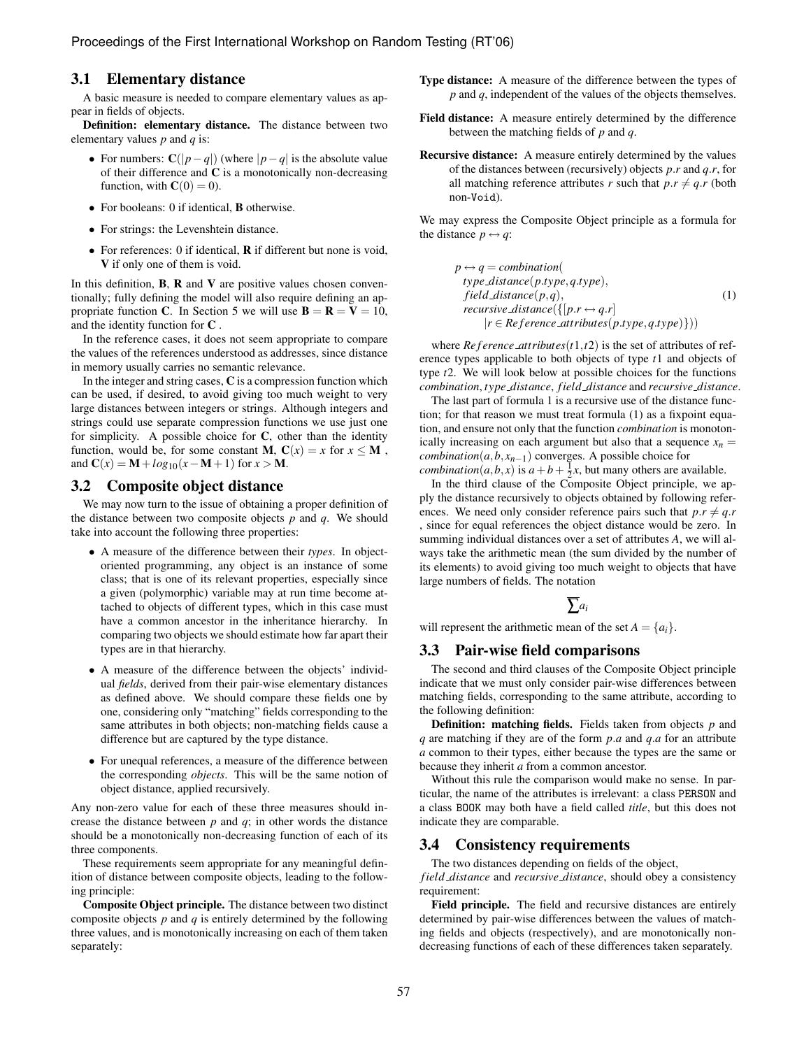### 3.1 Elementary distance

A basic measure is needed to compare elementary values as appear in fields of objects.

**Definition: elementary distance.** The distance between two elementary values $p$ and $q$ is:

- For numbers: $\mathbf{C}(|p-q|)$ (where $|p-q|$ is the absolute value of their difference and $\mathbf{C}$ is a monotonically non-decreasing function, with $\mathbf{C}(0) = 0$).
- For booleans: 0 if identical, **B** otherwise.
- For strings: the Levenshtein distance.
- For references: 0 if identical, **R** if different but none is void, **V** if only one of them is void.

In this definition, **B**, **R** and **V** are positive values chosen conventionally; fully defining the model will also require defining an appropriate function **C**. In Section 5 we will use $\mathbf{B} = \mathbf{R} = \mathbf{V} = 10$, and the identity function for **C** .

In the reference cases, it does not seem appropriate to compare the values of the references understood as addresses, since distance in memory usually carries no semantic relevance.

In the integer and string cases, **C** is a compression function which can be used, if desired, to avoid giving too much weight to very large distances between integers or strings. Although integers and strings could use separate compression functions we use just one for simplicity. A possible choice for **C**, other than the identity function, would be, for some constant **M**, $\mathbf{C}(x) = x$ for $x \leq \mathbf{M}$ , and $\mathbf{C}(x) = \mathbf{M} + log_{10}(x - \mathbf{M} + 1)$ for $x > \mathbf{M}$.

### 3.2 Composite object distance

We may now turn to the issue of obtaining a proper definition of the distance between two composite objects $p$ and $q$. We should take into account the following three properties:

- A measure of the difference between their *types*. In object-oriented programming, any object is an instance of some class; that is one of its relevant properties, especially since a given (polymorphic) variable may at run time become attached to objects of different types, which in this case must have a common ancestor in the inheritance hierarchy. In comparing two objects we should estimate how far apart their types are in that hierarchy.
- A measure of the difference between the objects' individual *fields*, derived from their pair-wise elementary distances as defined above. We should compare these fields one by one, considering only "matching" fields corresponding to the same attributes in both objects; non-matching fields cause a difference but are captured by the type distance.
- For unequal references, a measure of the difference between the corresponding *objects*. This will be the same notion of object distance, applied recursively.

Any non-zero value for each of these three measures should increase the distance between $p$ and $q$; in other words the distance should be a monotonically non-decreasing function of each of its three components.

These requirements seem appropriate for any meaningful definition of distance between composite objects, leading to the following principle:

**Composite Object principle.** The distance between two distinct composite objects $p$ and $q$ is entirely determined by the following three values, and is monotonically increasing on each of them taken separately:

**Type distance:** A measure of the difference between the types of $p$ and $q$, independent of the values of the objects themselves.

**Field distance:** A measure entirely determined by the difference between the matching fields of $p$ and $q$.

**Recursive distance:** A measure entirely determined by the values of the distances between (recursively) objects $p.r$ and $q.r$, for all matching reference attributes $r$ such that $p.r \neq q.r$ (both non-`Void`).

We may express the Composite Object principle as a formula for the distance $p \leftrightarrow q$:

$$
\begin{aligned}
p \leftrightarrow q = {} & combination( \\
& \quad type\_distance(p.type, q.type), \\
& \quad field\_distance(p, q), \\
& \quad recursive\_distance(\{[p.r \leftrightarrow q.r] \\
& \qquad \mid r \in Reference\_attributes(p.type, q.type)\}))
\end{aligned} \tag{1}
$$

where $Reference\_attributes(t1, t2)$ is the set of attributes of reference types applicable to both objects of type $t1$ and objects of type $t2$. We will look below at possible choices for the functions *combination*, *type_distance*, *field_distance* and *recursive_distance*.

The last part of formula 1 is a recursive use of the distance function; for that reason we must treat formula (1) as a fixpoint equation, and ensure not only that the function *combination* is monotonically increasing on each argument but also that a sequence $x_n = combination(a, b, x_{n-1})$ converges. A possible choice for $combination(a, b, x)$ is $a + b + \frac{1}{2}x$, but many others are available.

In the third clause of the Composite Object principle, we apply the distance recursively to objects obtained by following references. We need only consider reference pairs such that $p.r \neq q.r$ , since for equal references the object distance would be zero. In summing individual distances over a set of attributes $A$, we will always take the arithmetic mean (the sum divided by the number of its elements) to avoid giving too much weight to objects that have large numbers of fields. The notation

$$\overline{\sum} a_i$$

will represent the arithmetic mean of the set $A = \{a_i\}$.

### 3.3 Pair-wise field comparisons

The second and third clauses of the Composite Object principle indicate that we must only consider pair-wise differences between matching fields, corresponding to the same attribute, according to the following definition:

**Definition: matching fields.** Fields taken from objects $p$ and $q$ are matching if they are of the form $p.a$ and $q.a$ for an attribute $a$ common to their types, either because the types are the same or because they inherit $a$ from a common ancestor.

Without this rule the comparison would make no sense. In particular, the name of the attributes is irrelevant: a class `PERSON` and a class `BOOK` may both have a field called *title*, but this does not indicate they are comparable.

### 3.4 Consistency requirements

The two distances depending on fields of the object, *field_distance* and *recursive_distance*, should obey a consistency requirement:

**Field principle.** The field and recursive distances are entirely determined by pair-wise differences between the values of matching fields and objects (respectively), and are monotonically non-decreasing functions of each of these differences taken separately.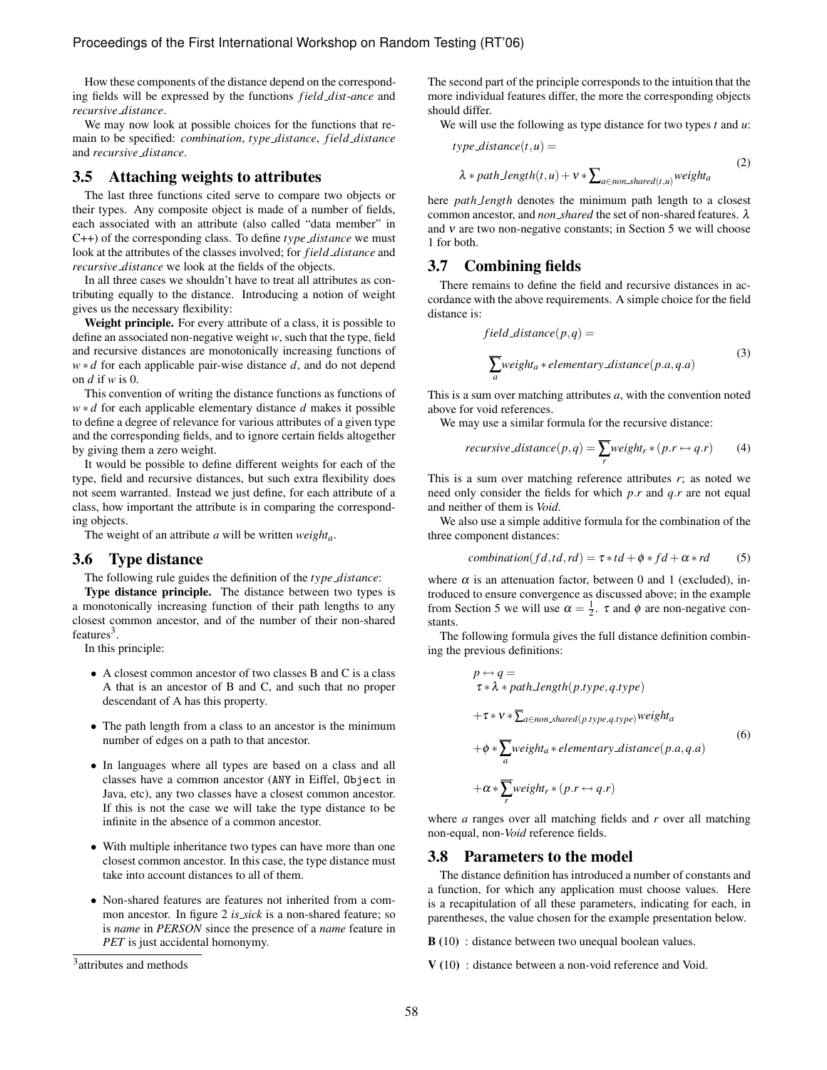How these components of the distance depend on the corresponding fields will be expressed by the functions *field_dist-ance* and *recursive_distance*.

We may now look at possible choices for the functions that remain to be specified: *combination*, *type_distance*, *field_distance* and *recursive_distance*.

### 3.5 Attaching weights to attributes

The last three functions cited serve to compare two objects or their types. Any composite object is made of a number of fields, each associated with an attribute (also called "data member" in C++) of the corresponding class. To define *type_distance* we must look at the attributes of the classes involved; for *field_distance* and *recursive_distance* we look at the fields of the objects.

In all three cases we shouldn't have to treat all attributes as contributing equally to the distance. Introducing a notion of weight gives us the necessary flexibility:

**Weight principle.** For every attribute of a class, it is possible to define an associated non-negative weight $w$, such that the type, field and recursive distances are monotonically increasing functions of $w * d$ for each applicable pair-wise distance $d$, and do not depend on $d$ if $w$ is 0.

This convention of writing the distance functions as functions of $w * d$ for each applicable elementary distance $d$ makes it possible to define a degree of relevance for various attributes of a given type and the corresponding fields, and to ignore certain fields altogether by giving them a zero weight.

It would be possible to define different weights for each of the type, field and recursive distances, but such extra flexibility does not seem warranted. Instead we just define, for each attribute of a class, how important the attribute is in comparing the corresponding objects.

The weight of an attribute $a$ will be written $weight_a$.

### 3.6 Type distance

The following rule guides the definition of the *type_distance*:

**Type distance principle.** The distance between two types is a monotonically increasing function of their path lengths to any closest common ancestor, and of the number of their non-shared features[3].

In this principle:

- A closest common ancestor of two classes B and C is a class A that is an ancestor of B and C, and such that no proper descendant of A has this property.
- The path length from a class to an ancestor is the minimum number of edges on a path to that ancestor.
- In languages where all types are based on a class and all classes have a common ancestor (`ANY` in Eiffel, `Object` in Java, etc), any two classes have a closest common ancestor. If this is not the case we will take the type distance to be infinite in the absence of a common ancestor.
- With multiple inheritance two types can have more than one closest common ancestor. In this case, the type distance must take into account distances to all of them.
- Non-shared features are features not inherited from a common ancestor. In figure 2 *is_sick* is a non-shared feature; so is *name* in *PERSON* since the presence of a *name* feature in *PET* is just accidental homonymy.

[3] attributes and methods

The second part of the principle corresponds to the intuition that the more individual features differ, the more the corresponding objects should differ.

We will use the following as type distance for two types $t$ and $u$:

$$type\_distance(t,u) = \lambda * path\_length(t,u) + \nu * \sum_{a \in non\_shared(t,u)} weight_a \quad (2)$$

here *path_length* denotes the minimum path length to a closest common ancestor, and *non_shared* the set of non-shared features. $\lambda$ and $\nu$ are two non-negative constants; in Section 5 we will choose 1 for both.

### 3.7 Combining fields

There remains to define the field and recursive distances in accordance with the above requirements. A simple choice for the field distance is:

$$field\_distance(p,q) = \sum_{a} weight_a * elementary\_distance(p.a, q.a) \quad (3)$$

This is a sum over matching attributes $a$, with the convention noted above for void references.

We may use a similar formula for the recursive distance:

$$recursive\_distance(p,q) = \sum_{r} weight_r * (p.r \leftrightarrow q.r) \quad (4)$$

This is a sum over matching reference attributes $r$; as noted we need only consider the fields for which $p.r$ and $q.r$ are not equal and neither of them is *Void*.

We also use a simple additive formula for the combination of the three component distances:

$$combination(fd, td, rd) = \tau * td + \phi * fd + \alpha * rd \quad (5)$$

where $\alpha$ is an attenuation factor, between 0 and 1 (excluded), introduced to ensure convergence as discussed above; in the example from Section 5 we will use $\alpha = \frac{1}{2}$. $\tau$ and $\phi$ are non-negative constants.

The following formula gives the full distance definition combining the previous definitions:

$$\begin{aligned} p \leftrightarrow q = \; & \tau * \lambda * path\_length(p.type, q.type) \\ & + \tau * \nu * \sum_{a \in non\_shared(p.type, q.type)} weight_a \\ & + \phi * \sum_{a} weight_a * elementary\_distance(p.a, q.a) \\ & + \alpha * \sum_{r} weight_r * (p.r \leftrightarrow q.r) \end{aligned} \quad (6)$$

where $a$ ranges over all matching fields and $r$ over all matching non-equal, non-*Void* reference fields.

### 3.8 Parameters to the model

The distance definition has introduced a number of constants and a function, for which any application must choose values. Here is a recapitulation of all these parameters, indicating for each, in parentheses, the value chosen for the example presentation below.

**B** (10) : distance between two unequal boolean values.

**V** (10) : distance between a non-void reference and Void.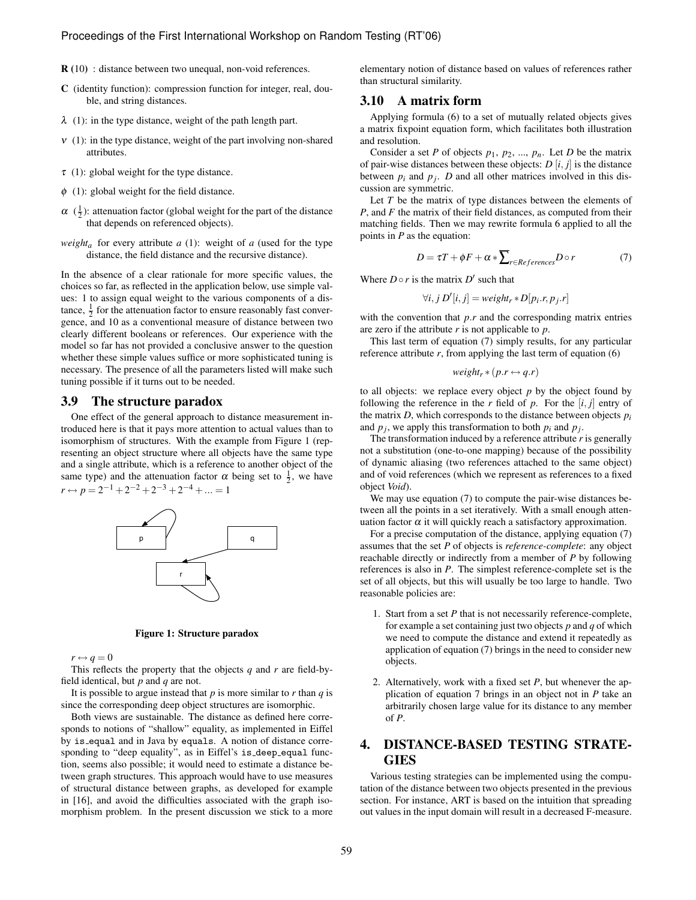**R** (10) : distance between two unequal, non-void references.

**C** (identity function): compression function for integer, real, double, and string distances.

$\lambda$ (1): in the type distance, weight of the path length part.

$\nu$ (1): in the type distance, weight of the part involving non-shared attributes.

$\tau$ (1): global weight for the type distance.

$\phi$ (1): global weight for the field distance.

$\alpha$ ($\frac{1}{2}$): attenuation factor (global weight for the part of the distance that depends on referenced objects).

*weight*$_a$ for every attribute $a$ (1): weight of $a$ (used for the type distance, the field distance and the recursive distance).

In the absence of a clear rationale for more specific values, the choices so far, as reflected in the application below, use simple values: 1 to assign equal weight to the various components of a distance, $\frac{1}{2}$ for the attenuation factor to ensure reasonably fast convergence, and 10 as a conventional measure of distance between two clearly different booleans or references. Our experience with the model so far has not provided a conclusive answer to the question whether these simple values suffice or more sophisticated tuning is necessary. The presence of all the parameters listed will make such tuning possible if it turns out to be needed.

### 3.9 The structure paradox

One effect of the general approach to distance measurement introduced here is that it pays more attention to actual values than to isomorphism of structures. With the example from Figure 1 (representing an object structure where all objects have the same type and a single attribute, which is a reference to another object of the same type) and the attenuation factor $\alpha$ being set to $\frac{1}{2}$, we have $r \leftrightarrow p = 2^{-1} + 2^{-2} + 2^{-3} + 2^{-4} + \ldots = 1$

**Figure 1: Structure paradox**

$r \leftrightarrow q = 0$

This reflects the property that the objects $q$ and $r$ are field-by-field identical, but $p$ and $q$ are not.

It is possible to argue instead that $p$ is more similar to $r$ than $q$ is since the corresponding deep object structures are isomorphic.

Both views are sustainable. The distance as defined here corresponds to notions of "shallow" equality, as implemented in Eiffel by `is_equal` and in Java by `equals`. A notion of distance corresponding to "deep equality", as in Eiffel's `is_deep_equal` function, seems also possible; it would need to estimate a distance between graph structures. This approach would have to use measures of structural distance between graphs, as developed for example in [16], and avoid the difficulties associated with the graph isomorphism problem. In the present discussion we stick to a more elementary notion of distance based on values of references rather than structural similarity.

### 3.10 A matrix form

Applying formula (6) to a set of mutually related objects gives a matrix fixpoint equation form, which facilitates both illustration and resolution.

Consider a set $P$ of objects $p_1$, $p_2$, ..., $p_n$. Let $D$ be the matrix of pair-wise distances between these objects: $D[i, j]$ is the distance between $p_i$ and $p_j$. $D$ and all other matrices involved in this discussion are symmetric.

Let $T$ be the matrix of type distances between the elements of $P$, and $F$ the matrix of their field distances, as computed from their matching fields. Then we may rewrite formula 6 applied to all the points in $P$ as the equation:

$$D = \tau T + \phi F + \alpha * \sum_{r \in References} D \circ r \qquad (7)$$

Where $D \circ r$ is the matrix $D'$ such that

$$\forall i, j \; D'[i, j] = weight_r * D[p_i.r, p_j.r]$$

with the convention that $p.r$ and the corresponding matrix entries are zero if the attribute $r$ is not applicable to $p$.

This last term of equation (7) simply results, for any particular reference attribute $r$, from applying the last term of equation (6)

$$weight_r * (p.r \leftrightarrow q.r)$$

to all objects: we replace every object $p$ by the object found by following the reference in the $r$ field of $p$. For the $[i, j]$ entry of the matrix $D$, which corresponds to the distance between objects $p_i$ and $p_j$, we apply this transformation to both $p_i$ and $p_j$.

The transformation induced by a reference attribute $r$ is generally not a substitution (one-to-one mapping) because of the possibility of dynamic aliasing (two references attached to the same object) and of void references (which we represent as references to a fixed object *Void*).

We may use equation (7) to compute the pair-wise distances between all the points in a set iteratively. With a small enough attenuation factor $\alpha$ it will quickly reach a satisfactory approximation.

For a precise computation of the distance, applying equation (7) assumes that the set $P$ of objects is *reference-complete*: any object reachable directly or indirectly from a member of $P$ by following references is also in $P$. The simplest reference-complete set is the set of all objects, but this will usually be too large to handle. Two reasonable policies are:

1. Start from a set $P$ that is not necessarily reference-complete, for example a set containing just two objects $p$ and $q$ of which we need to compute the distance and extend it repeatedly as application of equation (7) brings in the need to consider new objects.

2. Alternatively, work with a fixed set $P$, but whenever the application of equation 7 brings in an object not in $P$ take an arbitrarily chosen large value for its distance to any member of $P$.

## 4. DISTANCE-BASED TESTING STRATEGIES

Various testing strategies can be implemented using the computation of the distance between two objects presented in the previous section. For instance, ART is based on the intuition that spreading out values in the input domain will result in a decreased F-measure.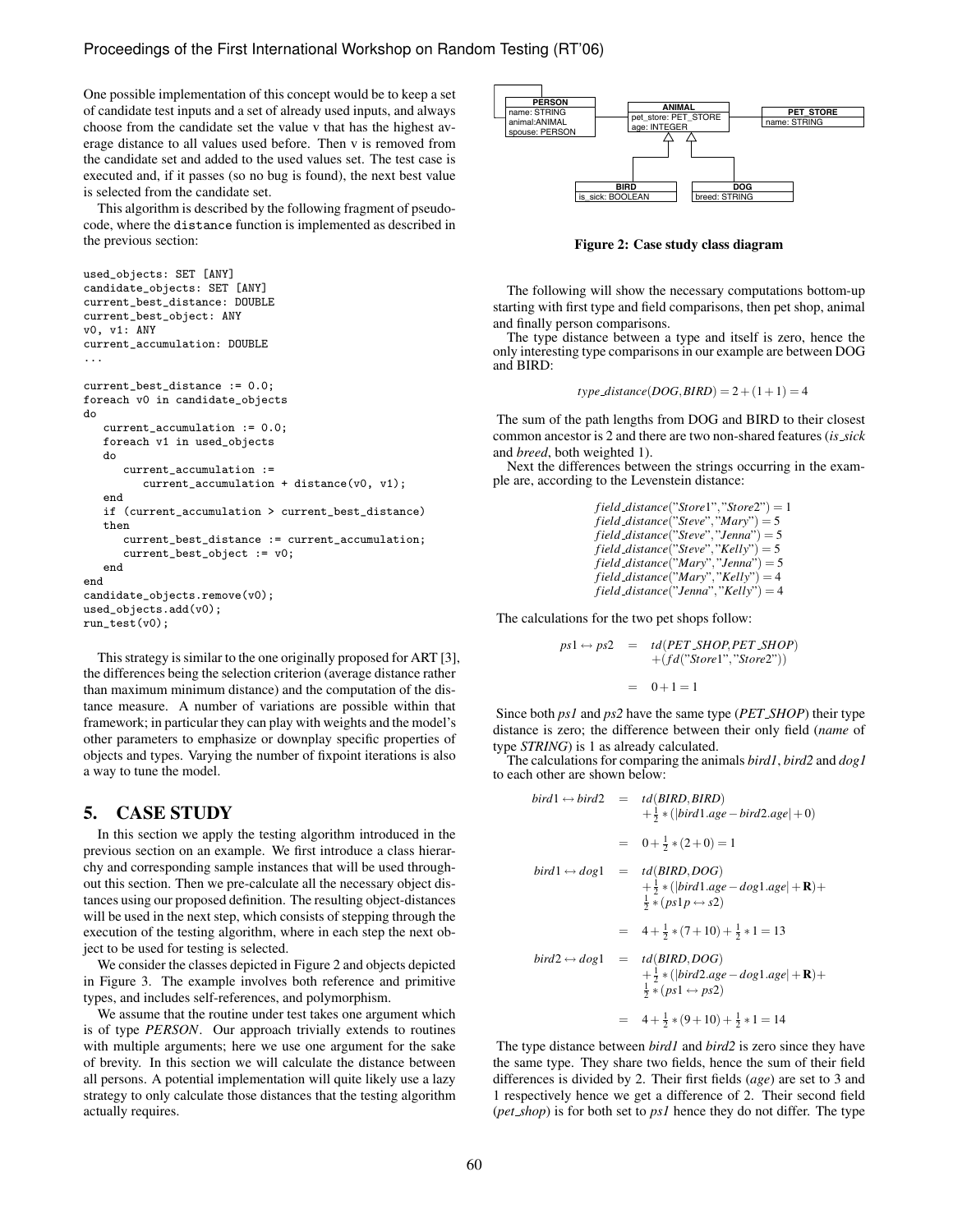One possible implementation of this concept would be to keep a set of candidate test inputs and a set of already used inputs, and always choose from the candidate set the value v that has the highest average distance to all values used before. Then v is removed from the candidate set and added to the used values set. The test case is executed and, if it passes (so no bug is found), the next best value is selected from the candidate set.

This algorithm is described by the following fragment of pseudocode, where the `distance` function is implemented as described in the previous section:

```
used_objects: SET [ANY]
candidate_objects: SET [ANY]
current_best_distance: DOUBLE
current_best_object: ANY
v0, v1: ANY
current_accumulation: DOUBLE
...

current_best_distance := 0.0;
foreach v0 in candidate_objects
do
   current_accumulation := 0.0;
   foreach v1 in used_objects
   do
      current_accumulation :=
         current_accumulation + distance(v0, v1);
   end
   if (current_accumulation > current_best_distance)
   then
      current_best_distance := current_accumulation;
      current_best_object := v0;
   end
end
candidate_objects.remove(v0);
used_objects.add(v0);
run_test(v0);
```

This strategy is similar to the one originally proposed for ART [3], the differences being the selection criterion (average distance rather than maximum minimum distance) and the computation of the distance measure. A number of variations are possible within that framework; in particular they can play with weights and the model's other parameters to emphasize or downplay specific properties of objects and types. Varying the number of fixpoint iterations is also a way to tune the model.

## 5. CASE STUDY

In this section we apply the testing algorithm introduced in the previous section on an example. We first introduce a class hierarchy and corresponding sample instances that will be used throughout this section. Then we pre-calculate all the necessary object distances using our proposed definition. The resulting object-distances will be used in the next step, which consists of stepping through the execution of the testing algorithm, where in each step the next object to be used for testing is selected.

We consider the classes depicted in Figure 2 and objects depicted in Figure 3. The example involves both reference and primitive types, and includes self-references, and polymorphism.

We assume that the routine under test takes one argument which is of type *PERSON*. Our approach trivially extends to routines with multiple arguments; here we use one argument for the sake of brevity. In this section we will calculate the distance between all persons. A potential implementation will quite likely use a lazy strategy to only calculate those distances that the testing algorithm actually requires.

| PERSON |
|---|
| name: STRING |
| animal:ANIMAL |
| spouse: PERSON |

| ANIMAL |
|---|
| pet_store: PET_STORE |
| age: INTEGER |

| PET_STORE |
|---|
| name: STRING |

| BIRD |
|---|
| is_sick: BOOLEAN |

| DOG |
|---|
| breed: STRING |

**Figure 2: Case study class diagram**

The following will show the necessary computations bottom-up starting with first type and field comparisons, then pet shop, animal and finally person comparisons.

The type distance between a type and itself is zero, hence the only interesting type comparisons in our example are between DOG and BIRD:

$$type\_distance(DOG, BIRD) = 2 + (1+1) = 4$$

The sum of the path lengths from DOG and BIRD to their closest common ancestor is 2 and there are two non-shared features (*is_sick* and *breed*, both weighted 1).

Next the differences between the strings occurring in the example are, according to the Levenstein distance:

$$\begin{aligned}
&field\_distance(\text{"Store1"}, \text{"Store2"}) = 1\\
&field\_distance(\text{"Steve"}, \text{"Mary"}) = 5\\
&field\_distance(\text{"Steve"}, \text{"Jenna"}) = 5\\
&field\_distance(\text{"Steve"}, \text{"Kelly"}) = 5\\
&field\_distance(\text{"Mary"}, \text{"Jenna"}) = 5\\
&field\_distance(\text{"Mary"}, \text{"Kelly"}) = 4\\
&field\_distance(\text{"Jenna"}, \text{"Kelly"}) = 4
\end{aligned}$$

The calculations for the two pet shops follow:

$$\begin{aligned}
ps1 \leftrightarrow ps2 &= td(PET\_SHOP, PET\_SHOP)\\
&\quad + (fd(\text{"Store1"}, \text{"Store2"}))\\
&= 0 + 1 = 1
\end{aligned}$$

Since both *ps1* and *ps2* have the same type (*PET_SHOP*) their type distance is zero; the difference between their only field (*name* of type *STRING*) is 1 as already calculated.

The calculations for comparing the animals *bird1*, *bird2* and *dog1* to each other are shown below:

$$\begin{aligned}
bird1 \leftrightarrow bird2 &= td(BIRD, BIRD)\\
&\quad + \tfrac{1}{2} * (|bird1.age - bird2.age| + 0)\\
&= 0 + \tfrac{1}{2} * (2+0) = 1\\
bird1 \leftrightarrow dog1 &= td(BIRD, DOG)\\
&\quad + \tfrac{1}{2} * (|bird1.age - dog1.age| + \mathbf{R}) +\\
&\quad \tfrac{1}{2} * (ps1p \leftrightarrow s2)\\
&= 4 + \tfrac{1}{2} * (7+10) + \tfrac{1}{2} * 1 = 13\\
bird2 \leftrightarrow dog1 &= td(BIRD, DOG)\\
&\quad + \tfrac{1}{2} * (|bird2.age - dog1.age| + \mathbf{R}) +\\
&\quad \tfrac{1}{2} * (ps1 \leftrightarrow ps2)\\
&= 4 + \tfrac{1}{2} * (9+10) + \tfrac{1}{2} * 1 = 14
\end{aligned}$$

The type distance between *bird1* and *bird2* is zero since they have the same type. They share two fields, hence the sum of their field differences is divided by 2. Their first fields (*age*) are set to 3 and 1 respectively hence we get a difference of 2. Their second field (*pet_shop*) is for both set to *ps1* hence they do not differ. The type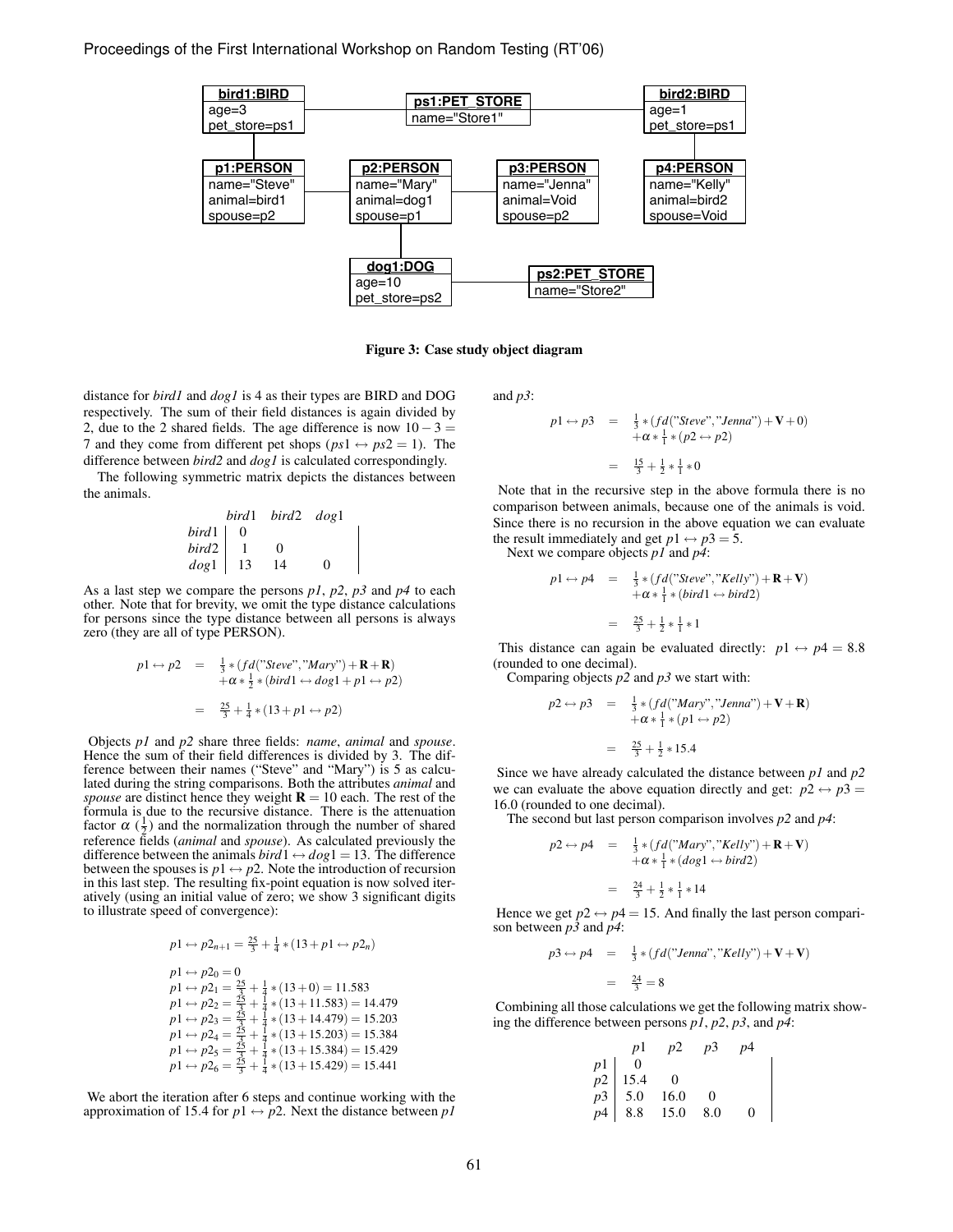bird1:BIRD
age=3
pet_store=ps1

ps1:PET_STORE
name="Store1"

bird2:BIRD
age=1
pet_store=ps1

p1:PERSON
name="Steve"
animal=bird1
spouse=p2

p2:PERSON
name="Mary"
animal=dog1
spouse=p1

p3:PERSON
name="Jenna"
animal=Void
spouse=p2

p4:PERSON
name="Kelly"
animal=bird2
spouse=Void

dog1:DOG
age=10
pet_store=ps2

ps2:PET_STORE
name="Store2"

**Figure 3: Case study object diagram**

distance for *bird1* and *dog1* is 4 as their types are BIRD and DOG respectively. The sum of their field distances is again divided by 2, due to the 2 shared fields. The age difference is now $10 - 3 = 7$ and they come from different pet shops ($ps1 \leftrightarrow ps2 = 1$). The difference between *bird2* and *dog1* is calculated correspondingly.

The following symmetric matrix depicts the distances between the animals.

| | $bird1$ | $bird2$ | $dog1$ |
|---|---|---|---|
| $bird1$ | 0 | | |
| $bird2$ | 1 | 0 | |
| $dog1$ | 13 | 14 | 0 |

As a last step we compare the persons *p1*, *p2*, *p3* and *p4* to each other. Note that for brevity, we omit the type distance calculations for persons since the type distance between all persons is always zero (they are all of type PERSON).

$$
\begin{aligned}
p1 \leftrightarrow p2 &= \tfrac{1}{3} * (fd(\text{"Steve"}, \text{"Mary"}) + \mathbf{R} + \mathbf{R}) \\
&\quad + \alpha * \tfrac{1}{2} * (bird1 \leftrightarrow dog1 + p1 \leftrightarrow p2) \\
&= \tfrac{25}{3} + \tfrac{1}{4} * (13 + p1 \leftrightarrow p2)
\end{aligned}
$$

Objects *p1* and *p2* share three fields: *name*, *animal* and *spouse*. Hence the sum of their field differences is divided by 3. The difference between their names ("Steve" and "Mary") is 5 as calculated during the string comparisons. Both the attributes *animal* and *spouse* are distinct hence they weight $\mathbf{R} = 10$ each. The rest of the formula is due to the recursive distance. There is the attenuation factor $\alpha$ ($\frac{1}{2}$) and the normalization through the number of shared reference fields (*animal* and *spouse*). As calculated previously the difference between the animals $bird1 \leftrightarrow dog1 = 13$. The difference between the spouses is $p1 \leftrightarrow p2$. Note the introduction of recursion in this last step. The resulting fix-point equation is now solved iteratively (using an initial value of zero; we show 3 significant digits to illustrate speed of convergence):

$$p1 \leftrightarrow p2_{n+1} = \tfrac{25}{3} + \tfrac{1}{4} * (13 + p1 \leftrightarrow p2_n)$$

$$
\begin{aligned}
p1 \leftrightarrow p2_0 &= 0 \\
p1 \leftrightarrow p2_1 &= \tfrac{25}{3} + \tfrac{1}{4} * (13 + 0) = 11.583 \\
p1 \leftrightarrow p2_2 &= \tfrac{25}{3} + \tfrac{1}{4} * (13 + 11.583) = 14.479 \\
p1 \leftrightarrow p2_3 &= \tfrac{25}{3} + \tfrac{1}{4} * (13 + 14.479) = 15.203 \\
p1 \leftrightarrow p2_4 &= \tfrac{25}{3} + \tfrac{1}{4} * (13 + 15.203) = 15.384 \\
p1 \leftrightarrow p2_5 &= \tfrac{25}{3} + \tfrac{1}{4} * (13 + 15.384) = 15.429 \\
p1 \leftrightarrow p2_6 &= \tfrac{25}{3} + \tfrac{1}{4} * (13 + 15.429) = 15.441
\end{aligned}
$$

We abort the iteration after 6 steps and continue working with the approximation of 15.4 for $p1 \leftrightarrow p2$. Next the distance between *p1* and *p3*:

$$
\begin{aligned}
p1 \leftrightarrow p3 &= \tfrac{1}{3} * (fd(\text{"Steve"}, \text{"Jenna"}) + \mathbf{V} + 0) \\
&\quad + \alpha * \tfrac{1}{1} * (p2 \leftrightarrow p2) \\
&= \tfrac{15}{3} + \tfrac{1}{2} * \tfrac{1}{1} * 0
\end{aligned}
$$

Note that in the recursive step in the above formula there is no comparison between animals, because one of the animals is void. Since there is no recursion in the above equation we can evaluate the result immediately and get $p1 \leftrightarrow p3 = 5$.

Next we compare objects *p1* and *p4*:

$$
\begin{aligned}
p1 \leftrightarrow p4 &= \tfrac{1}{3} * (fd(\text{"Steve"}, \text{"Kelly"}) + \mathbf{R} + \mathbf{V}) \\
&\quad + \alpha * \tfrac{1}{1} * (bird1 \leftrightarrow bird2) \\
&= \tfrac{25}{3} + \tfrac{1}{2} * \tfrac{1}{1} * 1
\end{aligned}
$$

This distance can again be evaluated directly: $p1 \leftrightarrow p4 = 8.8$ (rounded to one decimal).

Comparing objects *p2* and *p3* we start with:

$$
\begin{aligned}
p2 \leftrightarrow p3 &= \tfrac{1}{3} * (fd(\text{"Mary"}, \text{"Jenna"}) + \mathbf{V} + \mathbf{R}) \\
&\quad + \alpha * \tfrac{1}{1} * (p1 \leftrightarrow p2) \\
&= \tfrac{25}{3} + \tfrac{1}{2} * 15.4
\end{aligned}
$$

Since we have already calculated the distance between *p1* and *p2* we can evaluate the above equation directly and get: $p2 \leftrightarrow p3 = 16.0$ (rounded to one decimal).

The second but last person comparison involves *p2* and *p4*:

$$
\begin{aligned}
p2 \leftrightarrow p4 &= \tfrac{1}{3} * (fd(\text{"Mary"}, \text{"Kelly"}) + \mathbf{R} + \mathbf{V}) \\
&\quad + \alpha * \tfrac{1}{1} * (dog1 \leftrightarrow bird2) \\
&= \tfrac{24}{3} + \tfrac{1}{2} * \tfrac{1}{1} * 14
\end{aligned}
$$

Hence we get $p2 \leftrightarrow p4 = 15$. And finally the last person comparison between *p3* and *p4*:

$$
\begin{aligned}
p3 \leftrightarrow p4 &= \tfrac{1}{3} * (fd(\text{"Jenna"}, \text{"Kelly"}) + \mathbf{V} + \mathbf{V}) \\
&= \tfrac{24}{3} = 8
\end{aligned}
$$

Combining all those calculations we get the following matrix showing the difference between persons *p1*, *p2*, *p3*, and *p4*:

| | $p1$ | $p2$ | $p3$ | $p4$ |
|---|---|---|---|---|
| $p1$ | 0 | | | |
| $p2$ | 15.4 | 0 | | |
| $p3$ | 5.0 | 16.0 | 0 | |
| $p4$ | 8.8 | 15.0 | 8.0 | 0 |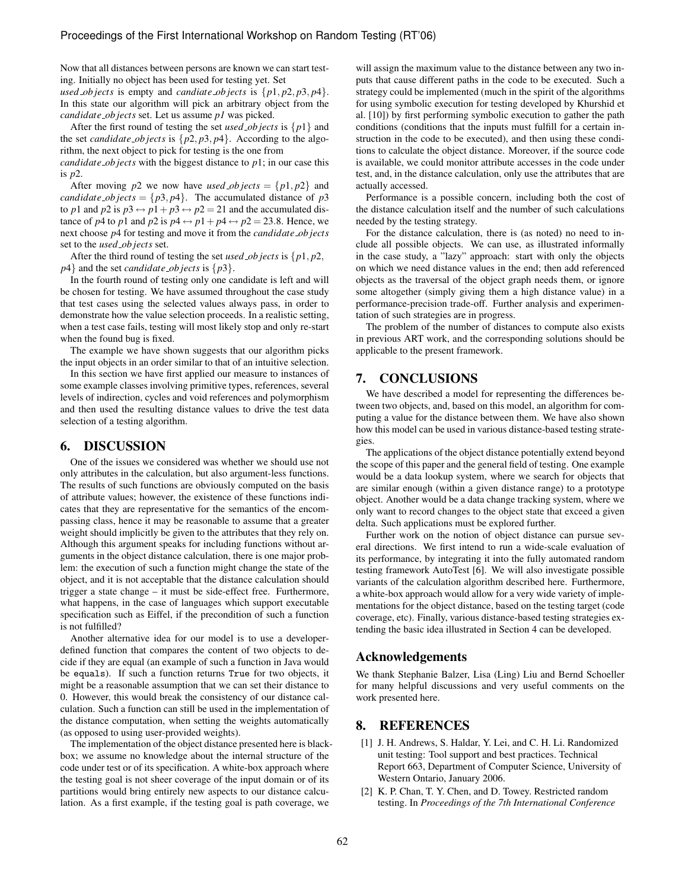Now that all distances between persons are known we can start testing. Initially no object has been used for testing yet. Set *used_objects* is empty and *candiate_objects* is $\{p1, p2, p3, p4\}$. In this state our algorithm will pick an arbitrary object from the *candidate_objects* set. Let us assume *p1* was picked.

After the first round of testing the set *used_objects* is $\{p1\}$ and the set *candidate_objects* is $\{p2, p3, p4\}$. According to the algorithm, the next object to pick for testing is the one from *candidate_objects* with the biggest distance to $p1$; in our case this is $p2$.

After moving $p2$ we now have $used\_objects = \{p1, p2\}$ and $candidate\_objects = \{p3, p4\}$. The accumulated distance of $p3$ to $p1$ and $p2$ is $p3 \leftrightarrow p1 + p3 \leftrightarrow p2 = 21$ and the accumulated distance of $p4$ to $p1$ and $p2$ is $p4 \leftrightarrow p1 + p4 \leftrightarrow p2 = 23.8$. Hence, we next choose $p4$ for testing and move it from the *candidate_objects* set to the *used_objects* set.

After the third round of testing the set *used_objects* is $\{p1, p2, p4\}$ and the set *candidate_objects* is $\{p3\}$.

In the fourth round of testing only one candidate is left and will be chosen for testing. We have assumed throughout the case study that test cases using the selected values always pass, in order to demonstrate how the value selection proceeds. In a realistic setting, when a test case fails, testing will most likely stop and only re-start when the found bug is fixed.

The example we have shown suggests that our algorithm picks the input objects in an order similar to that of an intuitive selection.

In this section we have first applied our measure to instances of some example classes involving primitive types, references, several levels of indirection, cycles and void references and polymorphism and then used the resulting distance values to drive the test data selection of a testing algorithm.

## 6. DISCUSSION

One of the issues we considered was whether we should use not only attributes in the calculation, but also argument-less functions. The results of such functions are obviously computed on the basis of attribute values; however, the existence of these functions indicates that they are representative for the semantics of the encompassing class, hence it may be reasonable to assume that a greater weight should implicitly be given to the attributes that they rely on. Although this argument speaks for including functions without arguments in the object distance calculation, there is one major problem: the execution of such a function might change the state of the object, and it is not acceptable that the distance calculation should trigger a state change – it must be side-effect free. Furthermore, what happens, in the case of languages which support executable specification such as Eiffel, if the precondition of such a function is not fulfilled?

Another alternative idea for our model is to use a developer-defined function that compares the content of two objects to decide if they are equal (an example of such a function in Java would be `equals`). If such a function returns `True` for two objects, it might be a reasonable assumption that we can set their distance to 0. However, this would break the consistency of our distance calculation. Such a function can still be used in the implementation of the distance computation, when setting the weights automatically (as opposed to using user-provided weights).

The implementation of the object distance presented here is black-box; we assume no knowledge about the internal structure of the code under test or of its specification. A white-box approach where the testing goal is not sheer coverage of the input domain or of its partitions would bring entirely new aspects to our distance calculation. As a first example, if the testing goal is path coverage, we will assign the maximum value to the distance between any two inputs that cause different paths in the code to be executed. Such a strategy could be implemented (much in the spirit of the algorithms for using symbolic execution for testing developed by Khurshid et al. [10]) by first performing symbolic execution to gather the path conditions (conditions that the inputs must fulfill for a certain instruction in the code to be executed), and then using these conditions to calculate the object distance. Moreover, if the source code is available, we could monitor attribute accesses in the code under test, and, in the distance calculation, only use the attributes that are actually accessed.

Performance is a possible concern, including both the cost of the distance calculation itself and the number of such calculations needed by the testing strategy.

For the distance calculation, there is (as noted) no need to include all possible objects. We can use, as illustrated informally in the case study, a "lazy" approach: start with only the objects on which we need distance values in the end; then add referenced objects as the traversal of the object graph needs them, or ignore some altogether (simply giving them a high distance value) in a performance-precision trade-off. Further analysis and experimentation of such strategies are in progress.

The problem of the number of distances to compute also exists in previous ART work, and the corresponding solutions should be applicable to the present framework.

## 7. CONCLUSIONS

We have described a model for representing the differences between two objects, and, based on this model, an algorithm for computing a value for the distance between them. We have also shown how this model can be used in various distance-based testing strategies.

The applications of the object distance potentially extend beyond the scope of this paper and the general field of testing. One example would be a data lookup system, where we search for objects that are similar enough (within a given distance range) to a prototype object. Another would be a data change tracking system, where we only want to record changes to the object state that exceed a given delta. Such applications must be explored further.

Further work on the notion of object distance can pursue several directions. We first intend to run a wide-scale evaluation of its performance, by integrating it into the fully automated random testing framework AutoTest [6]. We will also investigate possible variants of the calculation algorithm described here. Furthermore, a white-box approach would allow for a very wide variety of implementations for the object distance, based on the testing target (code coverage, etc). Finally, various distance-based testing strategies extending the basic idea illustrated in Section 4 can be developed.

## Acknowledgements

We thank Stephanie Balzer, Lisa (Ling) Liu and Bernd Schoeller for many helpful discussions and very useful comments on the work presented here.

## 8. REFERENCES

[1] J. H. Andrews, S. Haldar, Y. Lei, and C. H. Li. Randomized unit testing: Tool support and best practices. Technical Report 663, Department of Computer Science, University of Western Ontario, January 2006.

[2] K. P. Chan, T. Y. Chen, and D. Towey. Restricted random testing. In *Proceedings of the 7th International Conference*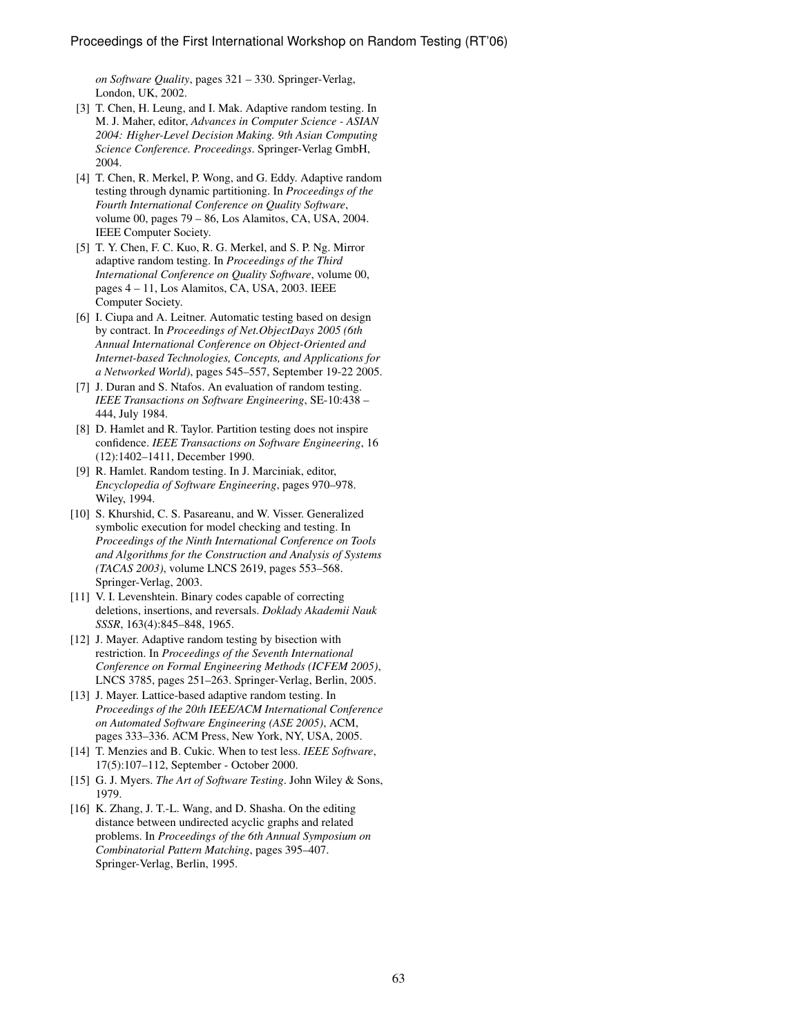*on Software Quality*, pages 321 – 330. Springer-Verlag, London, UK, 2002.

[3] T. Chen, H. Leung, and I. Mak. Adaptive random testing. In M. J. Maher, editor, *Advances in Computer Science - ASIAN 2004: Higher-Level Decision Making. 9th Asian Computing Science Conference. Proceedings*. Springer-Verlag GmbH, 2004.

[4] T. Chen, R. Merkel, P. Wong, and G. Eddy. Adaptive random testing through dynamic partitioning. In *Proceedings of the Fourth International Conference on Quality Software*, volume 00, pages 79 – 86, Los Alamitos, CA, USA, 2004. IEEE Computer Society.

[5] T. Y. Chen, F. C. Kuo, R. G. Merkel, and S. P. Ng. Mirror adaptive random testing. In *Proceedings of the Third International Conference on Quality Software*, volume 00, pages 4 – 11, Los Alamitos, CA, USA, 2003. IEEE Computer Society.

[6] I. Ciupa and A. Leitner. Automatic testing based on design by contract. In *Proceedings of Net.ObjectDays 2005 (6th Annual International Conference on Object-Oriented and Internet-based Technologies, Concepts, and Applications for a Networked World)*, pages 545–557, September 19-22 2005.

[7] J. Duran and S. Ntafos. An evaluation of random testing. *IEEE Transactions on Software Engineering*, SE-10:438 – 444, July 1984.

[8] D. Hamlet and R. Taylor. Partition testing does not inspire confidence. *IEEE Transactions on Software Engineering*, 16 (12):1402–1411, December 1990.

[9] R. Hamlet. Random testing. In J. Marciniak, editor, *Encyclopedia of Software Engineering*, pages 970–978. Wiley, 1994.

[10] S. Khurshid, C. S. Pasareanu, and W. Visser. Generalized symbolic execution for model checking and testing. In *Proceedings of the Ninth International Conference on Tools and Algorithms for the Construction and Analysis of Systems (TACAS 2003)*, volume LNCS 2619, pages 553–568. Springer-Verlag, 2003.

[11] V. I. Levenshtein. Binary codes capable of correcting deletions, insertions, and reversals. *Doklady Akademii Nauk SSSR*, 163(4):845–848, 1965.

[12] J. Mayer. Adaptive random testing by bisection with restriction. In *Proceedings of the Seventh International Conference on Formal Engineering Methods (ICFEM 2005)*, LNCS 3785, pages 251–263. Springer-Verlag, Berlin, 2005.

[13] J. Mayer. Lattice-based adaptive random testing. In *Proceedings of the 20th IEEE/ACM International Conference on Automated Software Engineering (ASE 2005)*, ACM, pages 333–336. ACM Press, New York, NY, USA, 2005.

[14] T. Menzies and B. Cukic. When to test less. *IEEE Software*, 17(5):107–112, September - October 2000.

[15] G. J. Myers. *The Art of Software Testing*. John Wiley & Sons, 1979.

[16] K. Zhang, J. T.-L. Wang, and D. Shasha. On the editing distance between undirected acyclic graphs and related problems. In *Proceedings of the 6th Annual Symposium on Combinatorial Pattern Matching*, pages 395–407. Springer-Verlag, Berlin, 1995.